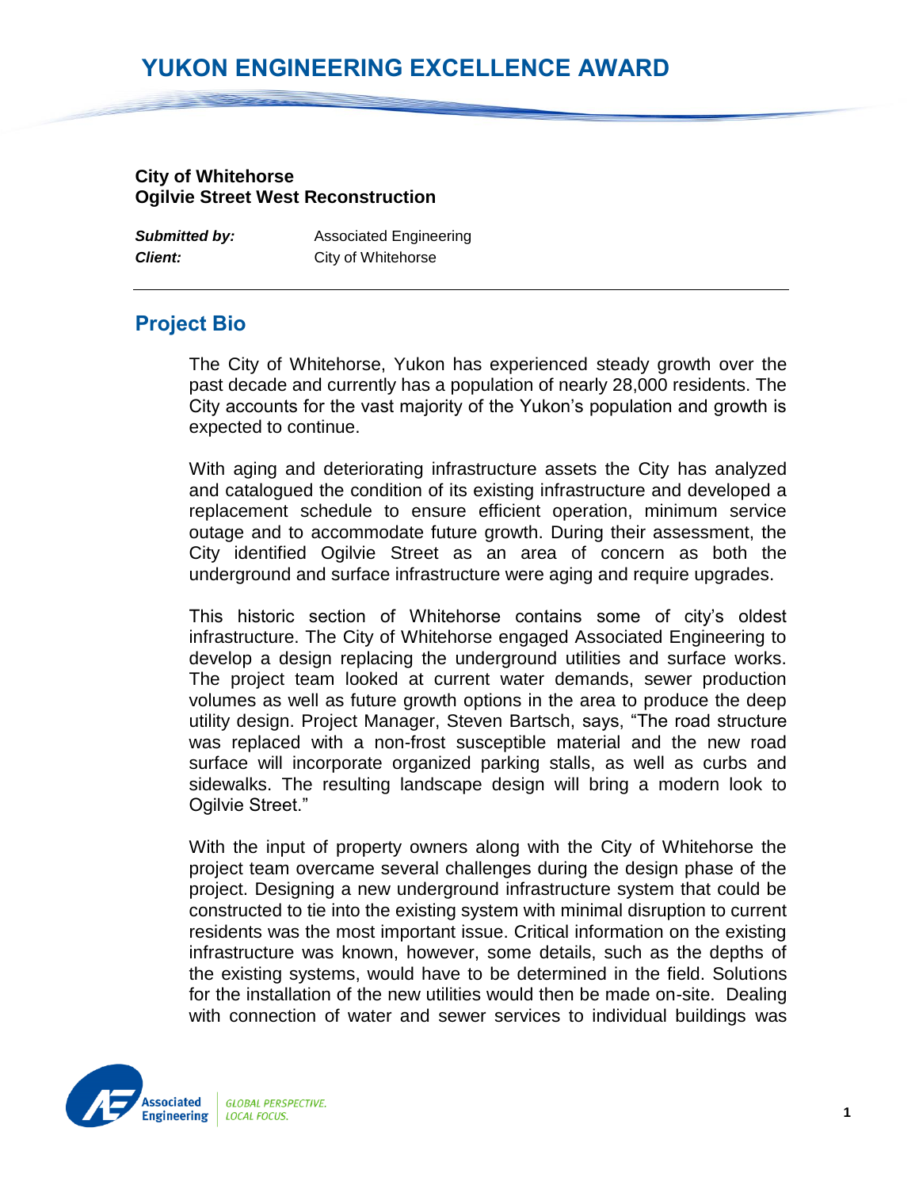# YUKON ENGINEERING EXCELLENCE AWARD

**City of Whitehorse**
**Ogilvie Street West Reconstruction**

| | |
|---|---|
| ***Submitted by:*** | Associated Engineering |
| ***Client:*** | City of Whitehorse |

## Project Bio

The City of Whitehorse, Yukon has experienced steady growth over the past decade and currently has a population of nearly 28,000 residents. The City accounts for the vast majority of the Yukon's population and growth is expected to continue.

With aging and deteriorating infrastructure assets the City has analyzed and catalogued the condition of its existing infrastructure and developed a replacement schedule to ensure efficient operation, minimum service outage and to accommodate future growth. During their assessment, the City identified Ogilvie Street as an area of concern as both the underground and surface infrastructure were aging and require upgrades.

This historic section of Whitehorse contains some of city's oldest infrastructure. The City of Whitehorse engaged Associated Engineering to develop a design replacing the underground utilities and surface works. The project team looked at current water demands, sewer production volumes as well as future growth options in the area to produce the deep utility design. Project Manager, Steven Bartsch, says, "The road structure was replaced with a non-frost susceptible material and the new road surface will incorporate organized parking stalls, as well as curbs and sidewalks. The resulting landscape design will bring a modern look to Ogilvie Street."

With the input of property owners along with the City of Whitehorse the project team overcame several challenges during the design phase of the project. Designing a new underground infrastructure system that could be constructed to tie into the existing system with minimal disruption to current residents was the most important issue. Critical information on the existing infrastructure was known, however, some details, such as the depths of the existing systems, would have to be determined in the field. Solutions for the installation of the new utilities would then be made on-site. Dealing with connection of water and sewer services to individual buildings was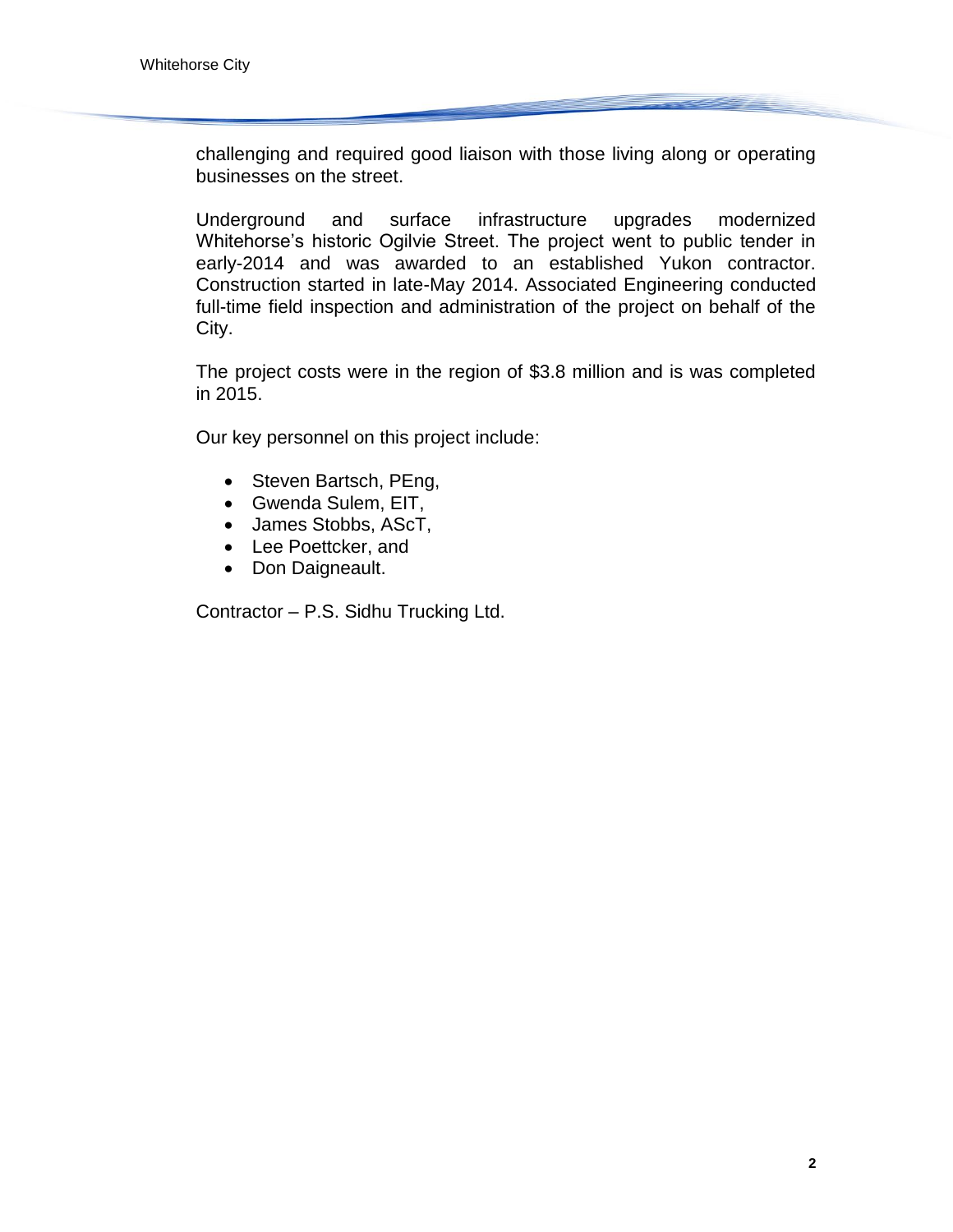challenging and required good liaison with those living along or operating businesses on the street.

Underground and surface infrastructure upgrades modernized Whitehorse's historic Ogilvie Street. The project went to public tender in early-2014 and was awarded to an established Yukon contractor. Construction started in late-May 2014. Associated Engineering conducted full-time field inspection and administration of the project on behalf of the City.

The project costs were in the region of $3.8 million and is was completed in 2015.

Our key personnel on this project include:

- Steven Bartsch, PEng,
- Gwenda Sulem, EIT,
- James Stobbs, AScT,
- Lee Poettcker, and
- Don Daigneault.

Contractor – P.S. Sidhu Trucking Ltd.